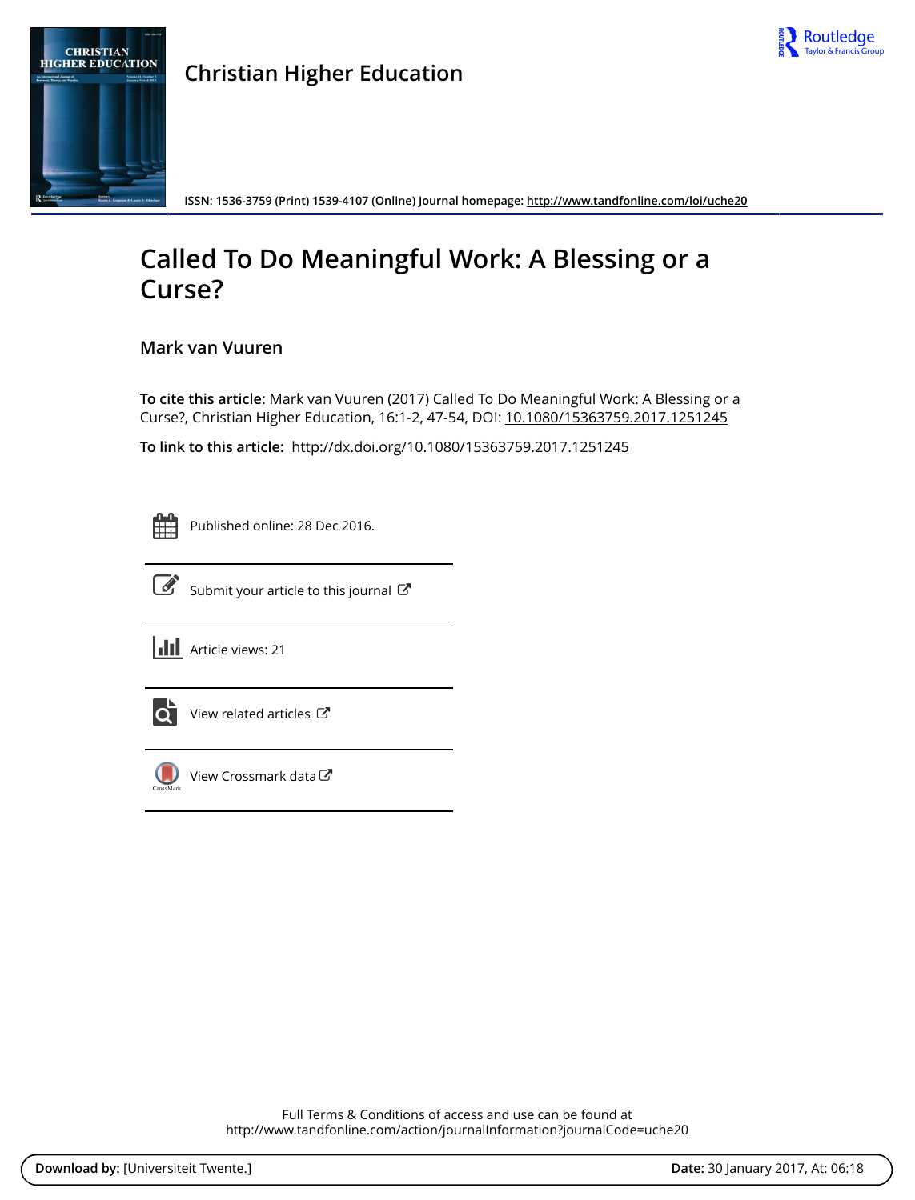Christian Higher Education

ISSN: 1536-3759 (Print) 1539-4107 (Online) Journal homepage: http://www.tandfonline.com/loi/uche20

# Called To Do Meaningful Work: A Blessing or a Curse?

## Mark van Vuuren

**To cite this article:** Mark van Vuuren (2017) Called To Do Meaningful Work: A Blessing or a Curse?, Christian Higher Education, 16:1-2, 47-54, DOI: 10.1080/15363759.2017.1251245

**To link to this article:** http://dx.doi.org/10.1080/15363759.2017.1251245

Published online: 28 Dec 2016.

Submit your article to this journal

Article views: 21

View related articles

View Crossmark data

Full Terms & Conditions of access and use can be found at
http://www.tandfonline.com/action/journalInformation?journalCode=uche20

**Download by:** [Universiteit Twente.] **Date:** 30 January 2017, At: 06:18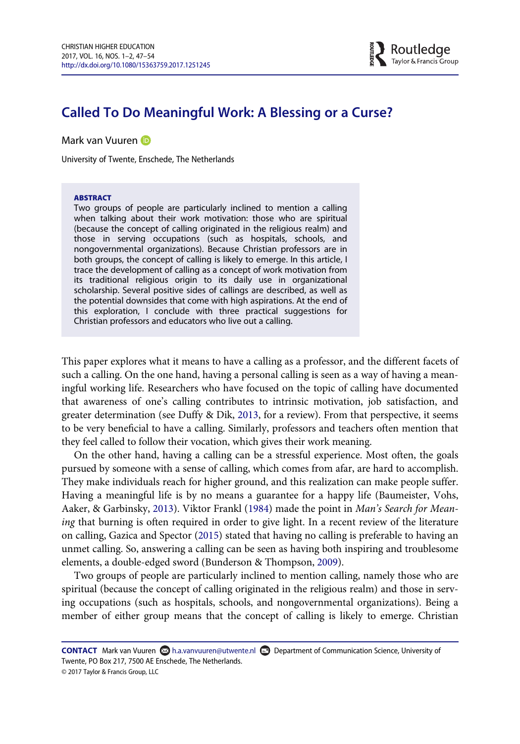# Called To Do Meaningful Work: A Blessing or a Curse?

Mark van Vuuren

University of Twente, Enschede, The Netherlands

**ABSTRACT**

Two groups of people are particularly inclined to mention a calling when talking about their work motivation: those who are spiritual (because the concept of calling originated in the religious realm) and those in serving occupations (such as hospitals, schools, and nongovernmental organizations). Because Christian professors are in both groups, the concept of calling is likely to emerge. In this article, I trace the development of calling as a concept of work motivation from its traditional religious origin to its daily use in organizational scholarship. Several positive sides of callings are described, as well as the potential downsides that come with high aspirations. At the end of this exploration, I conclude with three practical suggestions for Christian professors and educators who live out a calling.

This paper explores what it means to have a calling as a professor, and the different facets of such a calling. On the one hand, having a personal calling is seen as a way of having a meaningful working life. Researchers who have focused on the topic of calling have documented that awareness of one's calling contributes to intrinsic motivation, job satisfaction, and greater determination (see Duffy & Dik, 2013, for a review). From that perspective, it seems to be very beneficial to have a calling. Similarly, professors and teachers often mention that they feel called to follow their vocation, which gives their work meaning.

On the other hand, having a calling can be a stressful experience. Most often, the goals pursued by someone with a sense of calling, which comes from afar, are hard to accomplish. They make individuals reach for higher ground, and this realization can make people suffer. Having a meaningful life is by no means a guarantee for a happy life (Baumeister, Vohs, Aaker, & Garbinsky, 2013). Viktor Frankl (1984) made the point in *Man's Search for Meaning* that burning is often required in order to give light. In a recent review of the literature on calling, Gazica and Spector (2015) stated that having no calling is preferable to having an unmet calling. So, answering a calling can be seen as having both inspiring and troublesome elements, a double-edged sword (Bunderson & Thompson, 2009).

Two groups of people are particularly inclined to mention calling, namely those who are spiritual (because the concept of calling originated in the religious realm) and those in serving occupations (such as hospitals, schools, and nongovernmental organizations). Being a member of either group means that the concept of calling is likely to emerge. Christian

**CONTACT** Mark van Vuuren h.a.vanvuuren@utwente.nl Department of Communication Science, University of Twente, PO Box 217, 7500 AE Enschede, The Netherlands.

© 2017 Taylor & Francis Group, LLC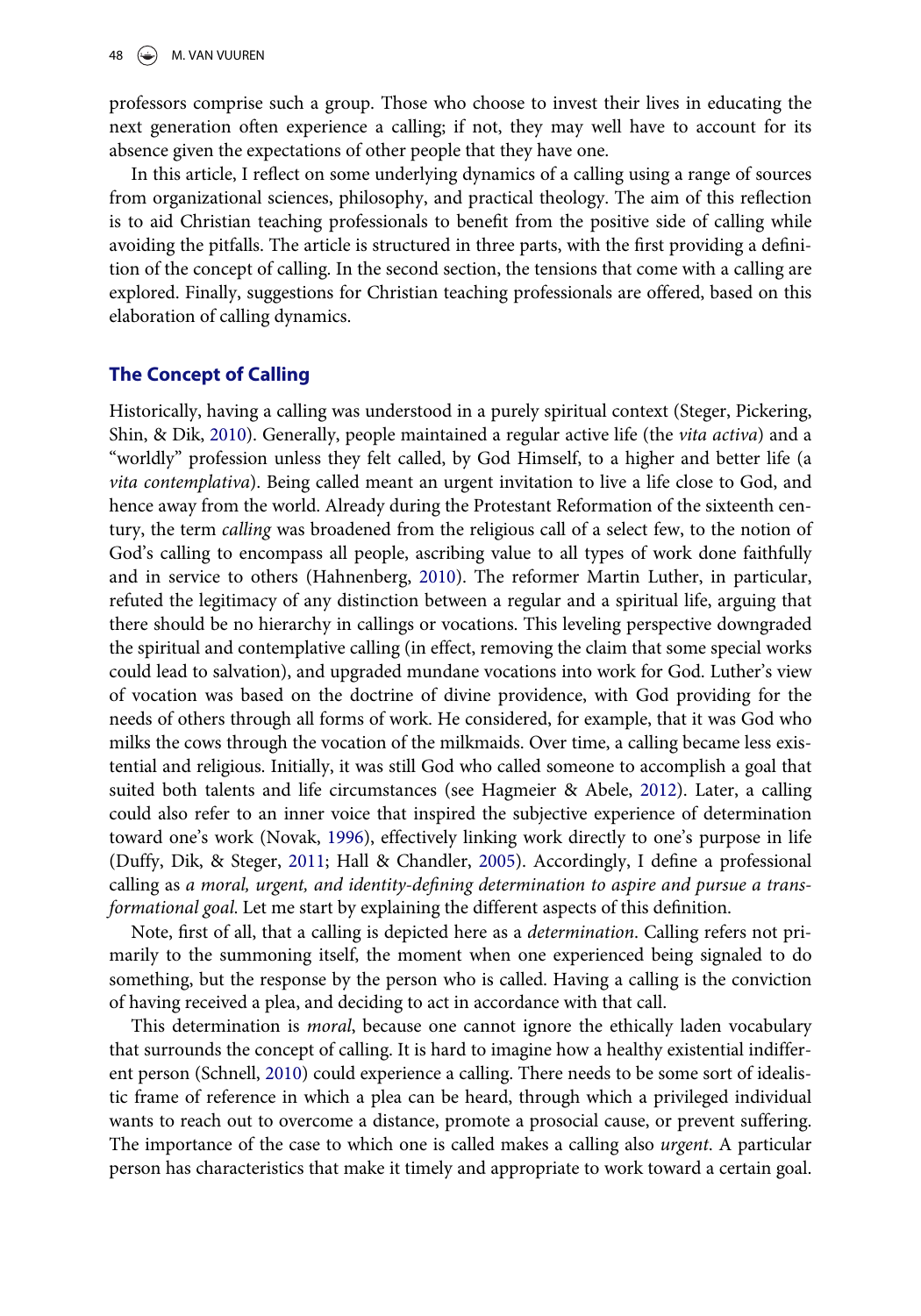professors comprise such a group. Those who choose to invest their lives in educating the next generation often experience a calling; if not, they may well have to account for its absence given the expectations of other people that they have one.

In this article, I reflect on some underlying dynamics of a calling using a range of sources from organizational sciences, philosophy, and practical theology. The aim of this reflection is to aid Christian teaching professionals to benefit from the positive side of calling while avoiding the pitfalls. The article is structured in three parts, with the first providing a definition of the concept of calling. In the second section, the tensions that come with a calling are explored. Finally, suggestions for Christian teaching professionals are offered, based on this elaboration of calling dynamics.

## The Concept of Calling

Historically, having a calling was understood in a purely spiritual context (Steger, Pickering, Shin, & Dik, 2010). Generally, people maintained a regular active life (the *vita activa*) and a "worldly" profession unless they felt called, by God Himself, to a higher and better life (a *vita contemplativa*). Being called meant an urgent invitation to live a life close to God, and hence away from the world. Already during the Protestant Reformation of the sixteenth century, the term *calling* was broadened from the religious call of a select few, to the notion of God's calling to encompass all people, ascribing value to all types of work done faithfully and in service to others (Hahnenberg, 2010). The reformer Martin Luther, in particular, refuted the legitimacy of any distinction between a regular and a spiritual life, arguing that there should be no hierarchy in callings or vocations. This leveling perspective downgraded the spiritual and contemplative calling (in effect, removing the claim that some special works could lead to salvation), and upgraded mundane vocations into work for God. Luther's view of vocation was based on the doctrine of divine providence, with God providing for the needs of others through all forms of work. He considered, for example, that it was God who milks the cows through the vocation of the milkmaids. Over time, a calling became less existential and religious. Initially, it was still God who called someone to accomplish a goal that suited both talents and life circumstances (see Hagmeier & Abele, 2012). Later, a calling could also refer to an inner voice that inspired the subjective experience of determination toward one's work (Novak, 1996), effectively linking work directly to one's purpose in life (Duffy, Dik, & Steger, 2011; Hall & Chandler, 2005). Accordingly, I define a professional calling as *a moral, urgent, and identity-defining determination to aspire and pursue a transformational goal*. Let me start by explaining the different aspects of this definition.

Note, first of all, that a calling is depicted here as a *determination*. Calling refers not primarily to the summoning itself, the moment when one experienced being signaled to do something, but the response by the person who is called. Having a calling is the conviction of having received a plea, and deciding to act in accordance with that call.

This determination is *moral*, because one cannot ignore the ethically laden vocabulary that surrounds the concept of calling. It is hard to imagine how a healthy existential indifferent person (Schnell, 2010) could experience a calling. There needs to be some sort of idealistic frame of reference in which a plea can be heard, through which a privileged individual wants to reach out to overcome a distance, promote a prosocial cause, or prevent suffering. The importance of the case to which one is called makes a calling also *urgent*. A particular person has characteristics that make it timely and appropriate to work toward a certain goal.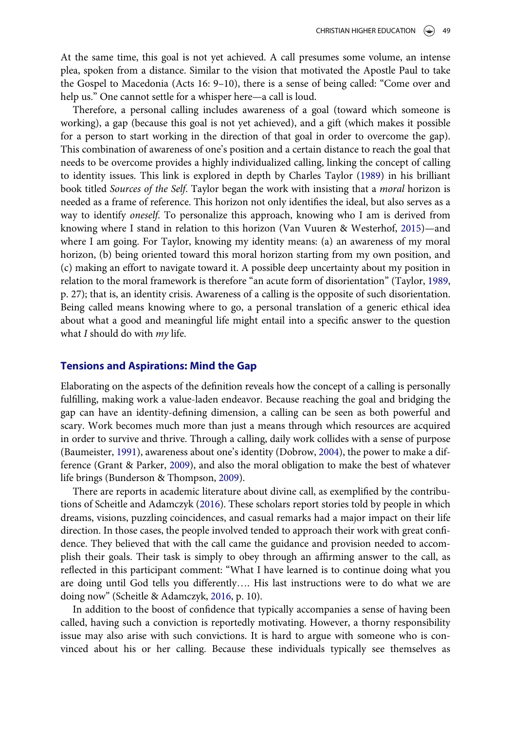At the same time, this goal is not yet achieved. A call presumes some volume, an intense plea, spoken from a distance. Similar to the vision that motivated the Apostle Paul to take the Gospel to Macedonia (Acts 16: 9–10), there is a sense of being called: “Come over and help us.” One cannot settle for a whisper here—a call is loud.

Therefore, a personal calling includes awareness of a goal (toward which someone is working), a gap (because this goal is not yet achieved), and a gift (which makes it possible for a person to start working in the direction of that goal in order to overcome the gap). This combination of awareness of one’s position and a certain distance to reach the goal that needs to be overcome provides a highly individualized calling, linking the concept of calling to identity issues. This link is explored in depth by Charles Taylor (1989) in his brilliant book titled *Sources of the Self*. Taylor began the work with insisting that a *moral* horizon is needed as a frame of reference. This horizon not only identifies the ideal, but also serves as a way to identify *oneself*. To personalize this approach, knowing who I am is derived from knowing where I stand in relation to this horizon (Van Vuuren & Westerhof, 2015)—and where I am going. For Taylor, knowing my identity means: (a) an awareness of my moral horizon, (b) being oriented toward this moral horizon starting from my own position, and (c) making an effort to navigate toward it. A possible deep uncertainty about my position in relation to the moral framework is therefore “an acute form of disorientation” (Taylor, 1989, p. 27); that is, an identity crisis. Awareness of a calling is the opposite of such disorientation. Being called means knowing where to go, a personal translation of a generic ethical idea about what a good and meaningful life might entail into a specific answer to the question what *I* should do with *my* life.

## Tensions and Aspirations: Mind the Gap

Elaborating on the aspects of the definition reveals how the concept of a calling is personally fulfilling, making work a value-laden endeavor. Because reaching the goal and bridging the gap can have an identity-defining dimension, a calling can be seen as both powerful and scary. Work becomes much more than just a means through which resources are acquired in order to survive and thrive. Through a calling, daily work collides with a sense of purpose (Baumeister, 1991), awareness about one’s identity (Dobrow, 2004), the power to make a difference (Grant & Parker, 2009), and also the moral obligation to make the best of whatever life brings (Bunderson & Thompson, 2009).

There are reports in academic literature about divine call, as exemplified by the contributions of Scheitle and Adamczyk (2016). These scholars report stories told by people in which dreams, visions, puzzling coincidences, and casual remarks had a major impact on their life direction. In those cases, the people involved tended to approach their work with great confidence. They believed that with the call came the guidance and provision needed to accomplish their goals. Their task is simply to obey through an affirming answer to the call, as reflected in this participant comment: “What I have learned is to continue doing what you are doing until God tells you differently…. His last instructions were to do what we are doing now” (Scheitle & Adamczyk, 2016, p. 10).

In addition to the boost of confidence that typically accompanies a sense of having been called, having such a conviction is reportedly motivating. However, a thorny responsibility issue may also arise with such convictions. It is hard to argue with someone who is convinced about his or her calling. Because these individuals typically see themselves as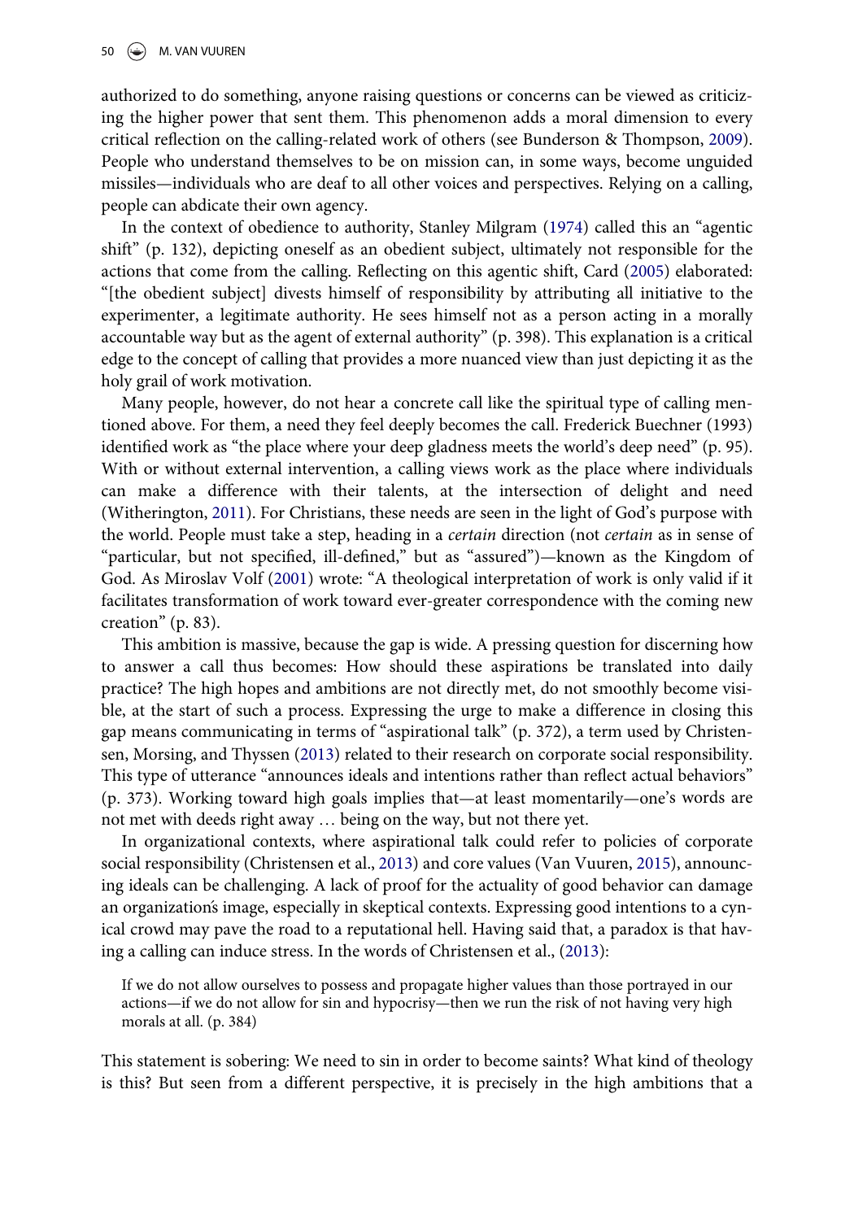authorized to do something, anyone raising questions or concerns can be viewed as criticizing the higher power that sent them. This phenomenon adds a moral dimension to every critical reflection on the calling-related work of others (see Bunderson & Thompson, 2009). People who understand themselves to be on mission can, in some ways, become unguided missiles—individuals who are deaf to all other voices and perspectives. Relying on a calling, people can abdicate their own agency.

In the context of obedience to authority, Stanley Milgram (1974) called this an "agentic shift" (p. 132), depicting oneself as an obedient subject, ultimately not responsible for the actions that come from the calling. Reflecting on this agentic shift, Card (2005) elaborated: "[the obedient subject] divests himself of responsibility by attributing all initiative to the experimenter, a legitimate authority. He sees himself not as a person acting in a morally accountable way but as the agent of external authority" (p. 398). This explanation is a critical edge to the concept of calling that provides a more nuanced view than just depicting it as the holy grail of work motivation.

Many people, however, do not hear a concrete call like the spiritual type of calling mentioned above. For them, a need they feel deeply becomes the call. Frederick Buechner (1993) identified work as "the place where your deep gladness meets the world's deep need" (p. 95). With or without external intervention, a calling views work as the place where individuals can make a difference with their talents, at the intersection of delight and need (Witherington, 2011). For Christians, these needs are seen in the light of God's purpose with the world. People must take a step, heading in a *certain* direction (not *certain* as in sense of "particular, but not specified, ill-defined," but as "assured")—known as the Kingdom of God. As Miroslav Volf (2001) wrote: "A theological interpretation of work is only valid if it facilitates transformation of work toward ever-greater correspondence with the coming new creation" (p. 83).

This ambition is massive, because the gap is wide. A pressing question for discerning how to answer a call thus becomes: How should these aspirations be translated into daily practice? The high hopes and ambitions are not directly met, do not smoothly become visible, at the start of such a process. Expressing the urge to make a difference in closing this gap means communicating in terms of "aspirational talk" (p. 372), a term used by Christensen, Morsing, and Thyssen (2013) related to their research on corporate social responsibility. This type of utterance "announces ideals and intentions rather than reflect actual behaviors" (p. 373). Working toward high goals implies that—at least momentarily—one's words are not met with deeds right away … being on the way, but not there yet.

In organizational contexts, where aspirational talk could refer to policies of corporate social responsibility (Christensen et al., 2013) and core values (Van Vuuren, 2015), announcing ideals can be challenging. A lack of proof for the actuality of good behavior can damage an organization's image, especially in skeptical contexts. Expressing good intentions to a cynical crowd may pave the road to a reputational hell. Having said that, a paradox is that having a calling can induce stress. In the words of Christensen et al., (2013):

> If we do not allow ourselves to possess and propagate higher values than those portrayed in our actions—if we do not allow for sin and hypocrisy—then we run the risk of not having very high morals at all. (p. 384)

This statement is sobering: We need to sin in order to become saints? What kind of theology is this? But seen from a different perspective, it is precisely in the high ambitions that a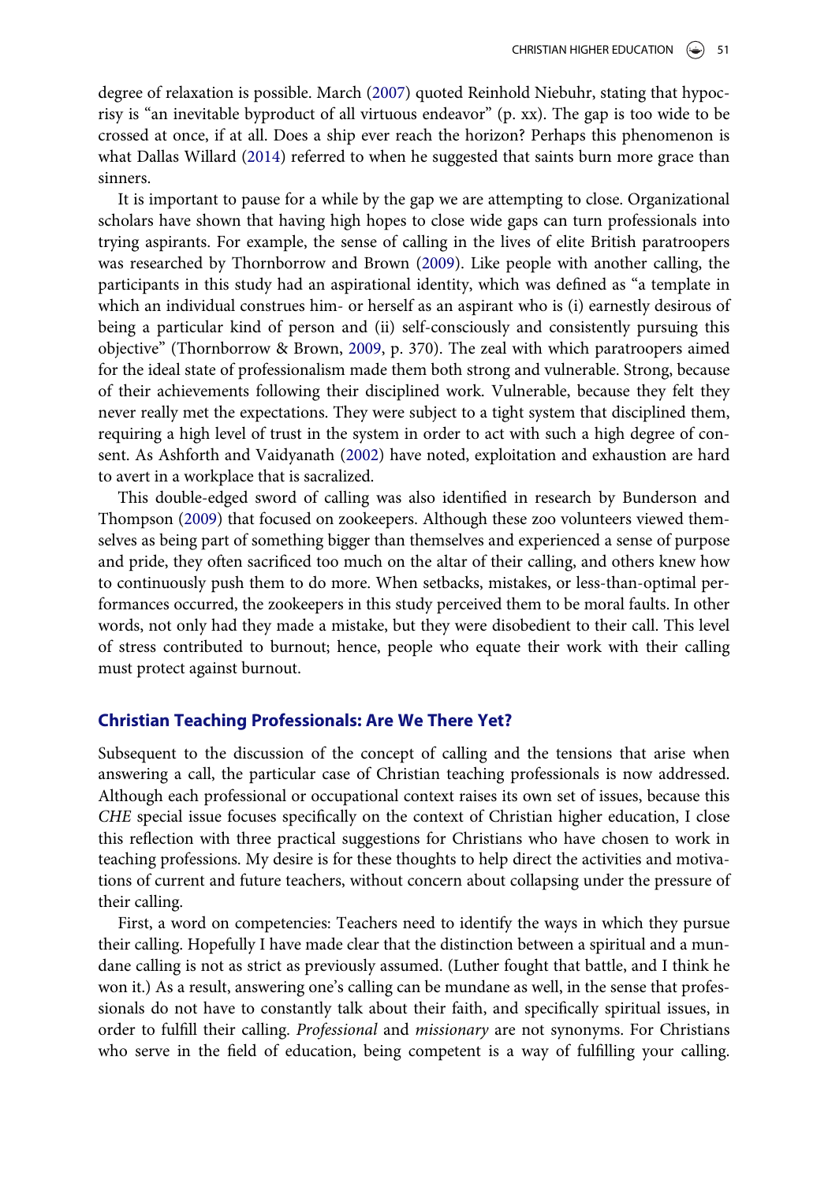degree of relaxation is possible. March (2007) quoted Reinhold Niebuhr, stating that hypocrisy is "an inevitable byproduct of all virtuous endeavor" (p. xx). The gap is too wide to be crossed at once, if at all. Does a ship ever reach the horizon? Perhaps this phenomenon is what Dallas Willard (2014) referred to when he suggested that saints burn more grace than sinners.

It is important to pause for a while by the gap we are attempting to close. Organizational scholars have shown that having high hopes to close wide gaps can turn professionals into trying aspirants. For example, the sense of calling in the lives of elite British paratroopers was researched by Thornborrow and Brown (2009). Like people with another calling, the participants in this study had an aspirational identity, which was defined as "a template in which an individual construes him- or herself as an aspirant who is (i) earnestly desirous of being a particular kind of person and (ii) self-consciously and consistently pursuing this objective" (Thornborrow & Brown, 2009, p. 370). The zeal with which paratroopers aimed for the ideal state of professionalism made them both strong and vulnerable. Strong, because of their achievements following their disciplined work. Vulnerable, because they felt they never really met the expectations. They were subject to a tight system that disciplined them, requiring a high level of trust in the system in order to act with such a high degree of consent. As Ashforth and Vaidyanath (2002) have noted, exploitation and exhaustion are hard to avert in a workplace that is sacralized.

This double-edged sword of calling was also identified in research by Bunderson and Thompson (2009) that focused on zookeepers. Although these zoo volunteers viewed themselves as being part of something bigger than themselves and experienced a sense of purpose and pride, they often sacrificed too much on the altar of their calling, and others knew how to continuously push them to do more. When setbacks, mistakes, or less-than-optimal performances occurred, the zookeepers in this study perceived them to be moral faults. In other words, not only had they made a mistake, but they were disobedient to their call. This level of stress contributed to burnout; hence, people who equate their work with their calling must protect against burnout.

## Christian Teaching Professionals: Are We There Yet?

Subsequent to the discussion of the concept of calling and the tensions that arise when answering a call, the particular case of Christian teaching professionals is now addressed. Although each professional or occupational context raises its own set of issues, because this *CHE* special issue focuses specifically on the context of Christian higher education, I close this reflection with three practical suggestions for Christians who have chosen to work in teaching professions. My desire is for these thoughts to help direct the activities and motivations of current and future teachers, without concern about collapsing under the pressure of their calling.

First, a word on competencies: Teachers need to identify the ways in which they pursue their calling. Hopefully I have made clear that the distinction between a spiritual and a mundane calling is not as strict as previously assumed. (Luther fought that battle, and I think he won it.) As a result, answering one's calling can be mundane as well, in the sense that professionals do not have to constantly talk about their faith, and specifically spiritual issues, in order to fulfill their calling. *Professional* and *missionary* are not synonyms. For Christians who serve in the field of education, being competent is a way of fulfilling your calling.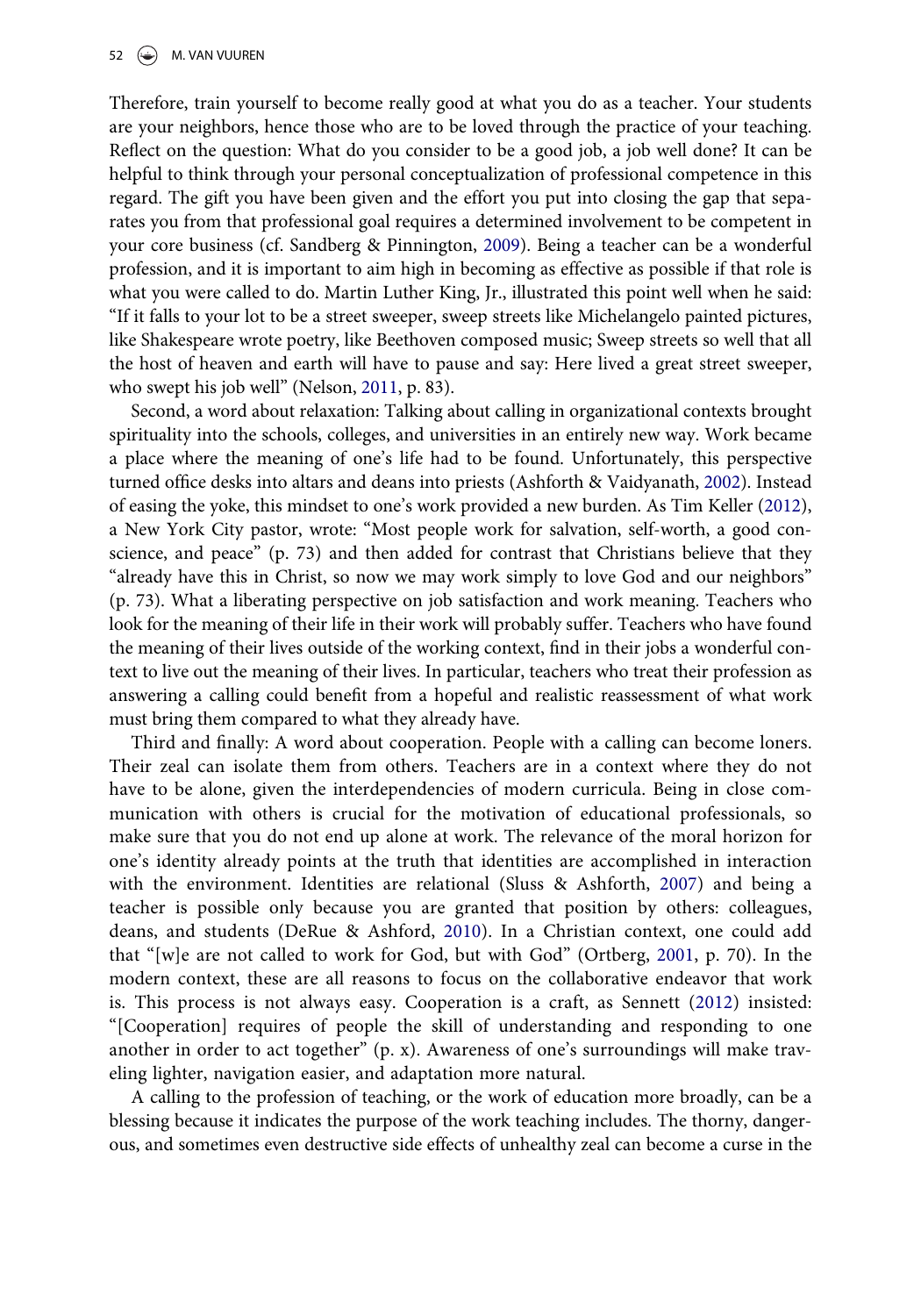Therefore, train yourself to become really good at what you do as a teacher. Your students are your neighbors, hence those who are to be loved through the practice of your teaching. Reflect on the question: What do you consider to be a good job, a job well done? It can be helpful to think through your personal conceptualization of professional competence in this regard. The gift you have been given and the effort you put into closing the gap that separates you from that professional goal requires a determined involvement to be competent in your core business (cf. Sandberg & Pinnington, 2009). Being a teacher can be a wonderful profession, and it is important to aim high in becoming as effective as possible if that role is what you were called to do. Martin Luther King, Jr., illustrated this point well when he said: "If it falls to your lot to be a street sweeper, sweep streets like Michelangelo painted pictures, like Shakespeare wrote poetry, like Beethoven composed music; Sweep streets so well that all the host of heaven and earth will have to pause and say: Here lived a great street sweeper, who swept his job well" (Nelson, 2011, p. 83).

Second, a word about relaxation: Talking about calling in organizational contexts brought spirituality into the schools, colleges, and universities in an entirely new way. Work became a place where the meaning of one's life had to be found. Unfortunately, this perspective turned office desks into altars and deans into priests (Ashforth & Vaidyanath, 2002). Instead of easing the yoke, this mindset to one's work provided a new burden. As Tim Keller (2012), a New York City pastor, wrote: "Most people work for salvation, self-worth, a good conscience, and peace" (p. 73) and then added for contrast that Christians believe that they "already have this in Christ, so now we may work simply to love God and our neighbors" (p. 73). What a liberating perspective on job satisfaction and work meaning. Teachers who look for the meaning of their life in their work will probably suffer. Teachers who have found the meaning of their lives outside of the working context, find in their jobs a wonderful context to live out the meaning of their lives. In particular, teachers who treat their profession as answering a calling could benefit from a hopeful and realistic reassessment of what work must bring them compared to what they already have.

Third and finally: A word about cooperation. People with a calling can become loners. Their zeal can isolate them from others. Teachers are in a context where they do not have to be alone, given the interdependencies of modern curricula. Being in close communication with others is crucial for the motivation of educational professionals, so make sure that you do not end up alone at work. The relevance of the moral horizon for one's identity already points at the truth that identities are accomplished in interaction with the environment. Identities are relational (Sluss & Ashforth, 2007) and being a teacher is possible only because you are granted that position by others: colleagues, deans, and students (DeRue & Ashford, 2010). In a Christian context, one could add that "[w]e are not called to work for God, but with God" (Ortberg, 2001, p. 70). In the modern context, these are all reasons to focus on the collaborative endeavor that work is. This process is not always easy. Cooperation is a craft, as Sennett (2012) insisted: "[Cooperation] requires of people the skill of understanding and responding to one another in order to act together" (p. x). Awareness of one's surroundings will make traveling lighter, navigation easier, and adaptation more natural.

A calling to the profession of teaching, or the work of education more broadly, can be a blessing because it indicates the purpose of the work teaching includes. The thorny, dangerous, and sometimes even destructive side effects of unhealthy zeal can become a curse in the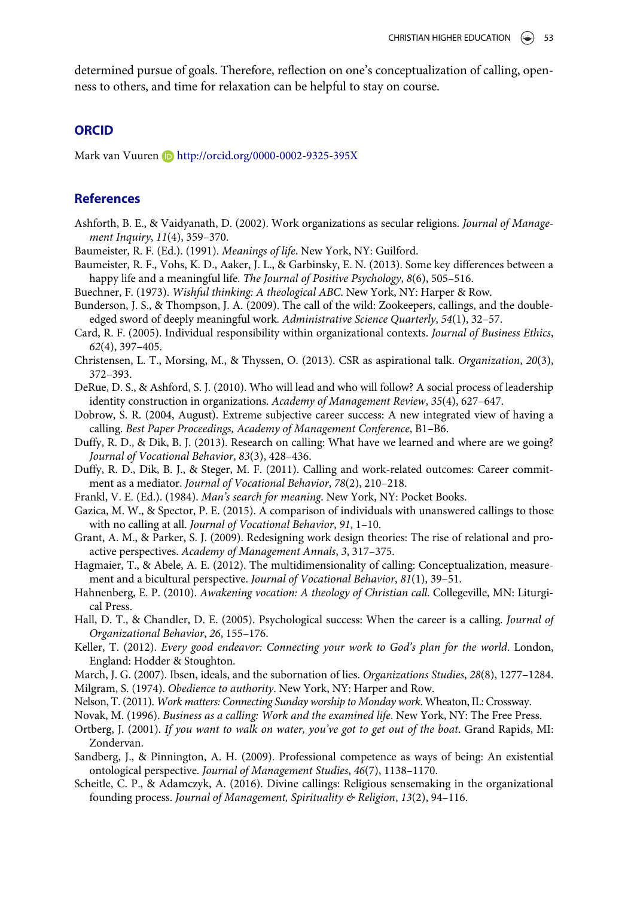determined pursue of goals. Therefore, reflection on one's conceptualization of calling, openness to others, and time for relaxation can be helpful to stay on course.

## ORCID

Mark van Vuuren http://orcid.org/0000-0002-9325-395X

## References

Ashforth, B. E., & Vaidyanath, D. (2002). Work organizations as secular religions. *Journal of Management Inquiry*, *11*(4), 359–370.

Baumeister, R. F. (Ed.). (1991). *Meanings of life*. New York, NY: Guilford.

Baumeister, R. F., Vohs, K. D., Aaker, J. L., & Garbinsky, E. N. (2013). Some key differences between a happy life and a meaningful life. *The Journal of Positive Psychology*, *8*(6), 505–516.

Buechner, F. (1973). *Wishful thinking: A theological ABC*. New York, NY: Harper & Row.

Bunderson, J. S., & Thompson, J. A. (2009). The call of the wild: Zookeepers, callings, and the double-edged sword of deeply meaningful work. *Administrative Science Quarterly*, *54*(1), 32–57.

Card, R. F. (2005). Individual responsibility within organizational contexts. *Journal of Business Ethics*, *62*(4), 397–405.

Christensen, L. T., Morsing, M., & Thyssen, O. (2013). CSR as aspirational talk. *Organization*, *20*(3), 372–393.

DeRue, D. S., & Ashford, S. J. (2010). Who will lead and who will follow? A social process of leadership identity construction in organizations. *Academy of Management Review*, *35*(4), 627–647.

Dobrow, S. R. (2004, August). Extreme subjective career success: A new integrated view of having a calling. *Best Paper Proceedings, Academy of Management Conference*, B1–B6.

Duffy, R. D., & Dik, B. J. (2013). Research on calling: What have we learned and where are we going? *Journal of Vocational Behavior*, *83*(3), 428–436.

Duffy, R. D., Dik, B. J., & Steger, M. F. (2011). Calling and work-related outcomes: Career commitment as a mediator. *Journal of Vocational Behavior*, *78*(2), 210–218.

Frankl, V. E. (Ed.). (1984). *Man's search for meaning*. New York, NY: Pocket Books.

Gazica, M. W., & Spector, P. E. (2015). A comparison of individuals with unanswered callings to those with no calling at all. *Journal of Vocational Behavior*, *91*, 1–10.

Grant, A. M., & Parker, S. J. (2009). Redesigning work design theories: The rise of relational and proactive perspectives. *Academy of Management Annals*, *3*, 317–375.

Hagmaier, T., & Abele, A. E. (2012). The multidimensionality of calling: Conceptualization, measurement and a bicultural perspective. *Journal of Vocational Behavior*, *81*(1), 39–51.

Hahnenberg, E. P. (2010). *Awakening vocation: A theology of Christian call*. Collegeville, MN: Liturgical Press.

Hall, D. T., & Chandler, D. E. (2005). Psychological success: When the career is a calling. *Journal of Organizational Behavior*, *26*, 155–176.

Keller, T. (2012). *Every good endeavor: Connecting your work to God's plan for the world*. London, England: Hodder & Stoughton.

March, J. G. (2007). Ibsen, ideals, and the subornation of lies. *Organizations Studies*, *28*(8), 1277–1284.

Milgram, S. (1974). *Obedience to authority*. New York, NY: Harper and Row.

Nelson, T. (2011). *Work matters: Connecting Sunday worship to Monday work*. Wheaton, IL: Crossway.

Novak, M. (1996). *Business as a calling: Work and the examined life*. New York, NY: The Free Press.

Ortberg, J. (2001). *If you want to walk on water, you've got to get out of the boat*. Grand Rapids, MI: Zondervan.

Sandberg, J., & Pinnington, A. H. (2009). Professional competence as ways of being: An existential ontological perspective. *Journal of Management Studies*, *46*(7), 1138–1170.

Scheitle, C. P., & Adamczyk, A. (2016). Divine callings: Religious sensemaking in the organizational founding process. *Journal of Management, Spirituality & Religion*, *13*(2), 94–116.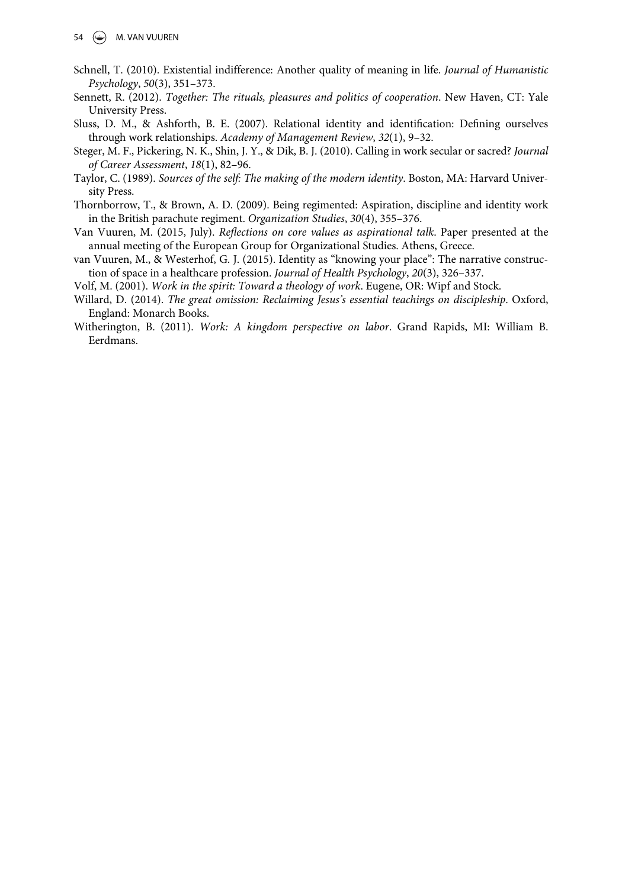Schnell, T. (2010). Existential indifference: Another quality of meaning in life. *Journal of Humanistic Psychology*, *50*(3), 351–373.

Sennett, R. (2012). *Together: The rituals, pleasures and politics of cooperation*. New Haven, CT: Yale University Press.

Sluss, D. M., & Ashforth, B. E. (2007). Relational identity and identification: Defining ourselves through work relationships. *Academy of Management Review*, *32*(1), 9–32.

Steger, M. F., Pickering, N. K., Shin, J. Y., & Dik, B. J. (2010). Calling in work secular or sacred? *Journal of Career Assessment*, *18*(1), 82–96.

Taylor, C. (1989). *Sources of the self: The making of the modern identity*. Boston, MA: Harvard University Press.

Thornborrow, T., & Brown, A. D. (2009). Being regimented: Aspiration, discipline and identity work in the British parachute regiment. *Organization Studies*, *30*(4), 355–376.

Van Vuuren, M. (2015, July). *Reflections on core values as aspirational talk*. Paper presented at the annual meeting of the European Group for Organizational Studies. Athens, Greece.

van Vuuren, M., & Westerhof, G. J. (2015). Identity as "knowing your place": The narrative construction of space in a healthcare profession. *Journal of Health Psychology*, *20*(3), 326–337.

Volf, M. (2001). *Work in the spirit: Toward a theology of work*. Eugene, OR: Wipf and Stock.

Willard, D. (2014). *The great omission: Reclaiming Jesus's essential teachings on discipleship*. Oxford, England: Monarch Books.

Witherington, B. (2011). *Work: A kingdom perspective on labor*. Grand Rapids, MI: William B. Eerdmans.